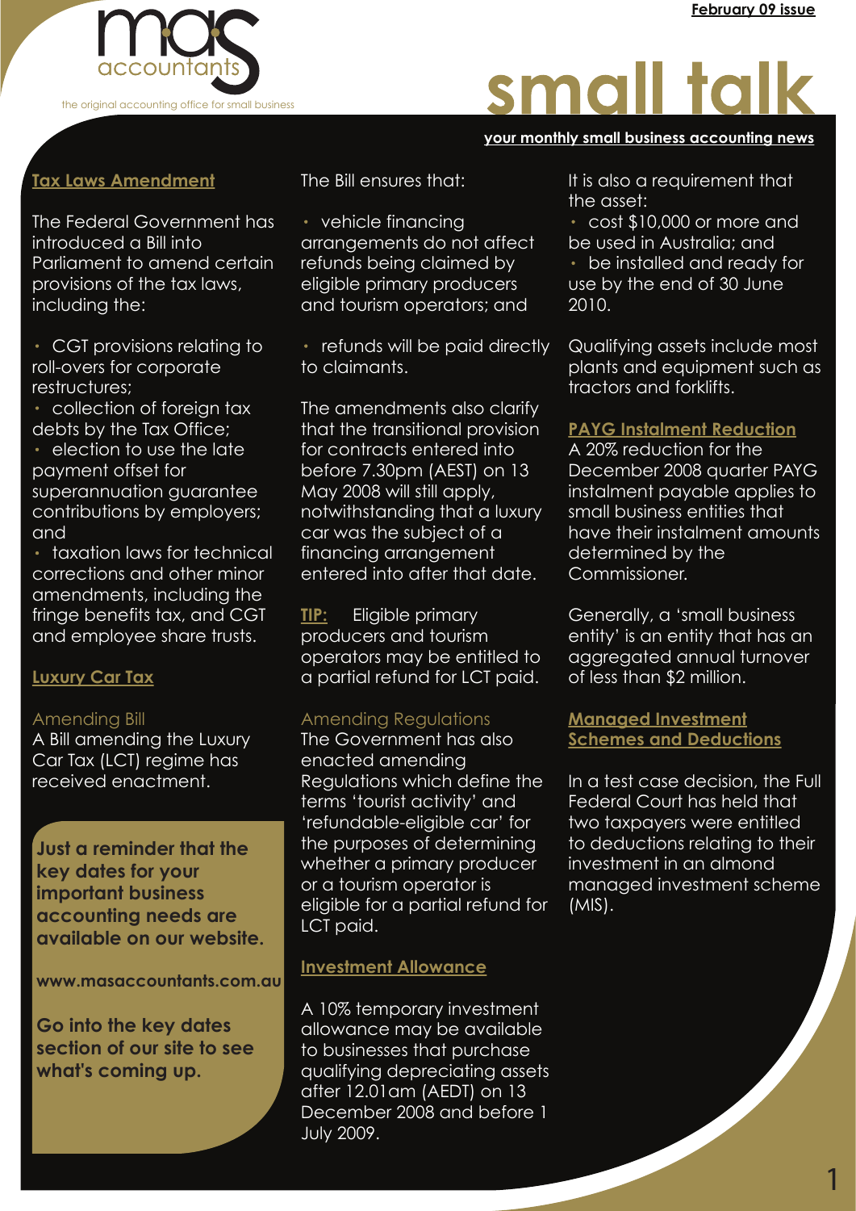# small talk

**February 09 issue**

**your monthly small business accounting news**

mas accountants — the original accounting office for small business

## Tax Laws Amendment

The Federal Government has introduced a Bill into Parliament to amend certain provisions of the tax laws, including the:

- CGT provisions relating to roll-overs for corporate restructures;
- collection of foreign tax debts by the Tax Office;
- election to use the late payment offset for superannuation guarantee contributions by employers; and
- taxation laws for technical corrections and other minor amendments, including the fringe benefits tax, and CGT and employee share trusts.

## Luxury Car Tax

### Amending Bill

A Bill amending the Luxury Car Tax (LCT) regime has received enactment.

**Just a reminder that the key dates for your important business accounting needs are available on our website.**

**www.masaccountants.com.au**

**Go into the key dates section of our site to see what's coming up.**

The Bill ensures that:

- vehicle financing arrangements do not affect refunds being claimed by eligible primary producers and tourism operators; and
- refunds will be paid directly to claimants.

The amendments also clarify that the transitional provision for contracts entered into before 7.30pm (AEST) on 13 May 2008 will still apply, notwithstanding that a luxury car was the subject of a financing arrangement entered into after that date.

**TIP:** Eligible primary producers and tourism operators may be entitled to a partial refund for LCT paid.

### Amending Regulations

The Government has also enacted amending Regulations which define the terms 'tourist activity' and 'refundable-eligible car' for the purposes of determining whether a primary producer or a tourism operator is eligible for a partial refund for LCT paid.

## Investment Allowance

A 10% temporary investment allowance may be available to businesses that purchase qualifying depreciating assets after 12.01am (AEDT) on 13 December 2008 and before 1 July 2009.

It is also a requirement that the asset:

- cost $10,000 or more and be used in Australia; and
- be installed and ready for use by the end of 30 June 2010.

Qualifying assets include most plants and equipment such as tractors and forklifts.

## PAYG Instalment Reduction

A 20% reduction for the December 2008 quarter PAYG instalment payable applies to small business entities that have their instalment amounts determined by the Commissioner.

Generally, a 'small business entity' is an entity that has an aggregated annual turnover of less than $2 million.

## Managed Investment Schemes and Deductions

In a test case decision, the Full Federal Court has held that two taxpayers were entitled to deductions relating to their investment in an almond managed investment scheme (MIS).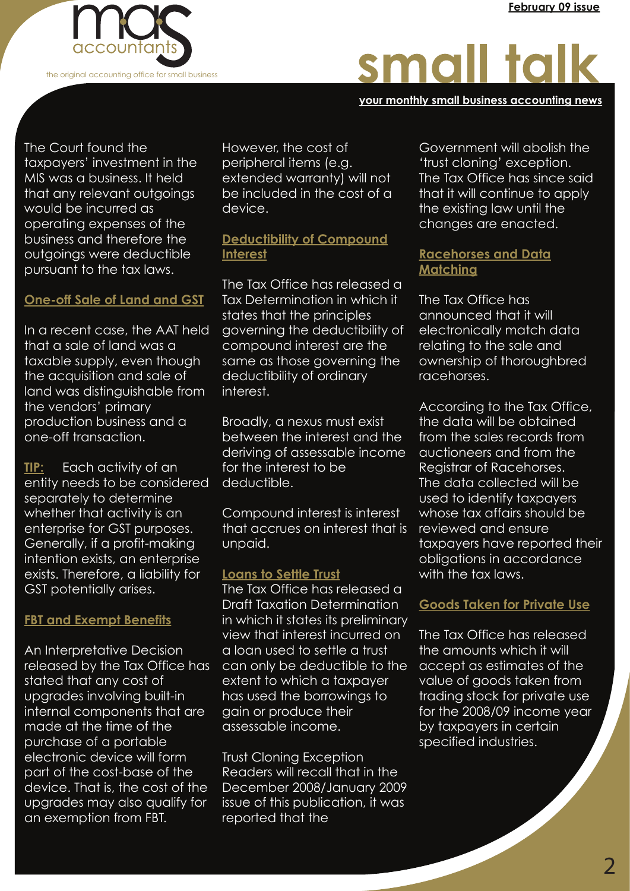The Court found the taxpayers' investment in the MIS was a business. It held that any relevant outgoings would be incurred as operating expenses of the business and therefore the outgoings were deductible pursuant to the tax laws.

## One-off Sale of Land and GST

In a recent case, the AAT held that a sale of land was a taxable supply, even though the acquisition and sale of land was distinguishable from the vendors' primary production business and a one-off transaction.

**TIP:** Each activity of an entity needs to be considered separately to determine whether that activity is an enterprise for GST purposes. Generally, if a profit-making intention exists, an enterprise exists. Therefore, a liability for GST potentially arises.

## FBT and Exempt Benefits

An Interpretative Decision released by the Tax Office has stated that any cost of upgrades involving built-in internal components that are made at the time of the purchase of a portable electronic device will form part of the cost-base of the device. That is, the cost of the upgrades may also qualify for an exemption from FBT.

However, the cost of peripheral items (e.g. extended warranty) will not be included in the cost of a device.

## Deductibility of Compound Interest

The Tax Office has released a Tax Determination in which it states that the principles governing the deductibility of compound interest are the same as those governing the deductibility of ordinary interest.

Broadly, a nexus must exist between the interest and the deriving of assessable income for the interest to be deductible.

Compound interest is interest that accrues on interest that is unpaid.

## Loans to Settle Trust

The Tax Office has released a Draft Taxation Determination in which it states its preliminary view that interest incurred on a loan used to settle a trust can only be deductible to the extent to which a taxpayer has used the borrowings to gain or produce their assessable income.

Trust Cloning Exception
Readers will recall that in the December 2008/January 2009 issue of this publication, it was reported that the Government will abolish the 'trust cloning' exception. The Tax Office has since said that it will continue to apply the existing law until the changes are enacted.

## Racehorses and Data Matching

The Tax Office has announced that it will electronically match data relating to the sale and ownership of thoroughbred racehorses.

According to the Tax Office, the data will be obtained from the sales records from auctioneers and from the Registrar of Racehorses. The data collected will be used to identify taxpayers whose tax affairs should be reviewed and ensure taxpayers have reported their obligations in accordance with the tax laws.

## Goods Taken for Private Use

The Tax Office has released the amounts which it will accept as estimates of the value of goods taken from trading stock for private use for the 2008/09 income year by taxpayers in certain specified industries.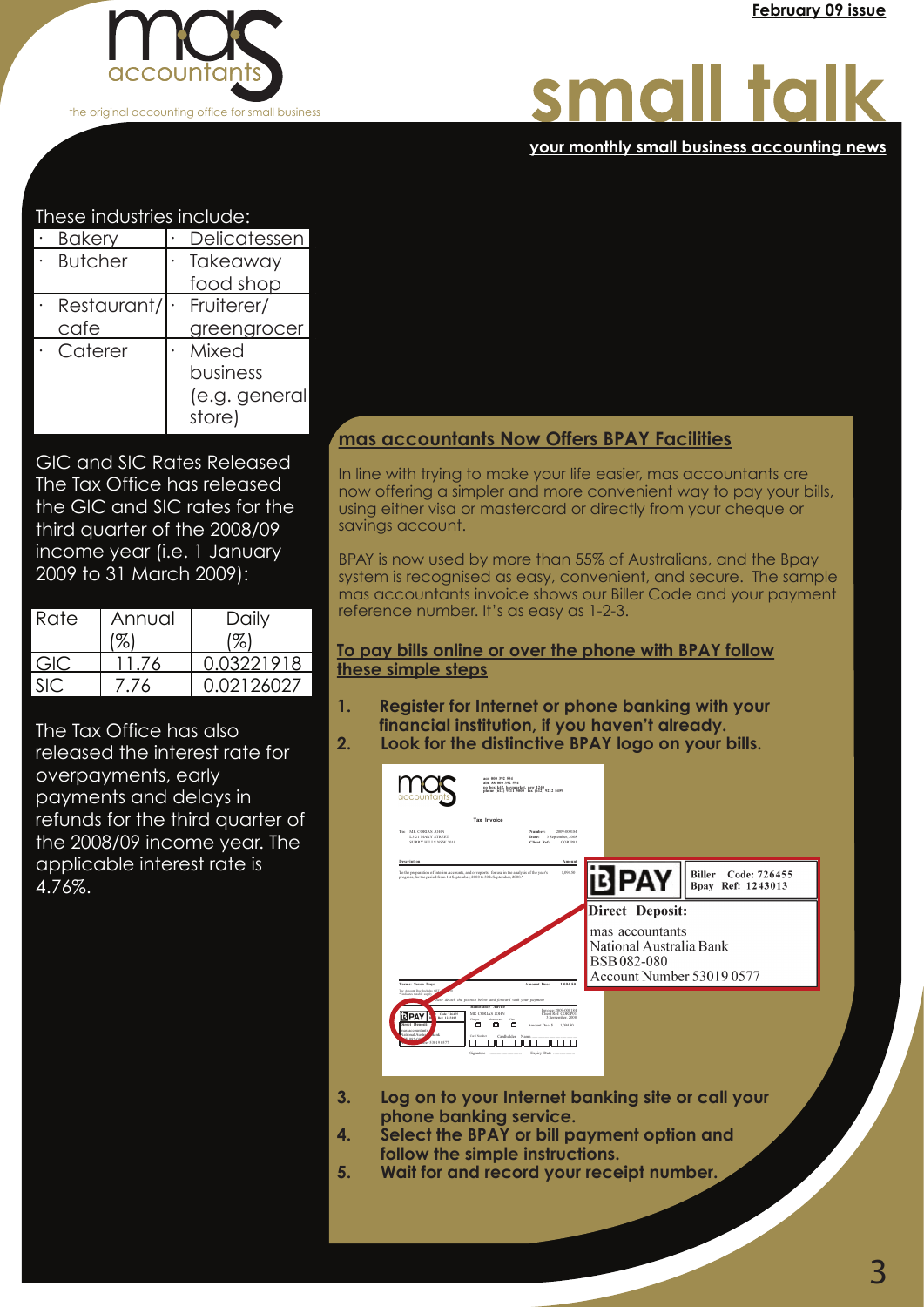These industries include:

| · Bakery | · Delicatessen |
|---|---|
| · Butcher | · Takeaway food shop |
| · Restaurant/cafe | · Fruiterer/greengrocer |
| · Caterer | · Mixed business (e.g. general store) |

GIC and SIC Rates Released
The Tax Office has released the GIC and SIC rates for the third quarter of the 2008/09 income year (i.e. 1 January 2009 to 31 March 2009):

| Rate | Annual (%) | Daily (%) |
|---|---|---|
| GIC | 11.76 | 0.03221918 |
| SIC | 7.76 | 0.02126027 |

The Tax Office has also released the interest rate for overpayments, early payments and delays in refunds for the third quarter of the 2008/09 income year. The applicable interest rate is 4.76%.

## mas accountants Now Offers BPAY Facilities

In line with trying to make your life easier, mas accountants are now offering a simpler and more convenient way to pay your bills, using either visa or mastercard or directly from your cheque or savings account.

BPAY is now used by more than 55% of Australians, and the Bpay system is recognised as easy, convenient, and secure. The sample mas accountants invoice shows our Biller Code and your payment reference number. It's as easy as 1-2-3.

### To pay bills online or over the phone with BPAY follow these simple steps

1. **Register for Internet or phone banking with your financial institution, if you haven't already.**
2. **Look for the distinctive BPAY logo on your bills.**

BPAY — Biller Code: 726455 — Bpay Ref: 1243013

**Direct Deposit:**
mas accountants
National Australia Bank
BSB 082-080
Account Number 53019 0577

3. **Log on to your Internet banking site or call your phone banking service.**
4. **Select the BPAY or bill payment option and follow the simple instructions.**
5. **Wait for and record your receipt number.**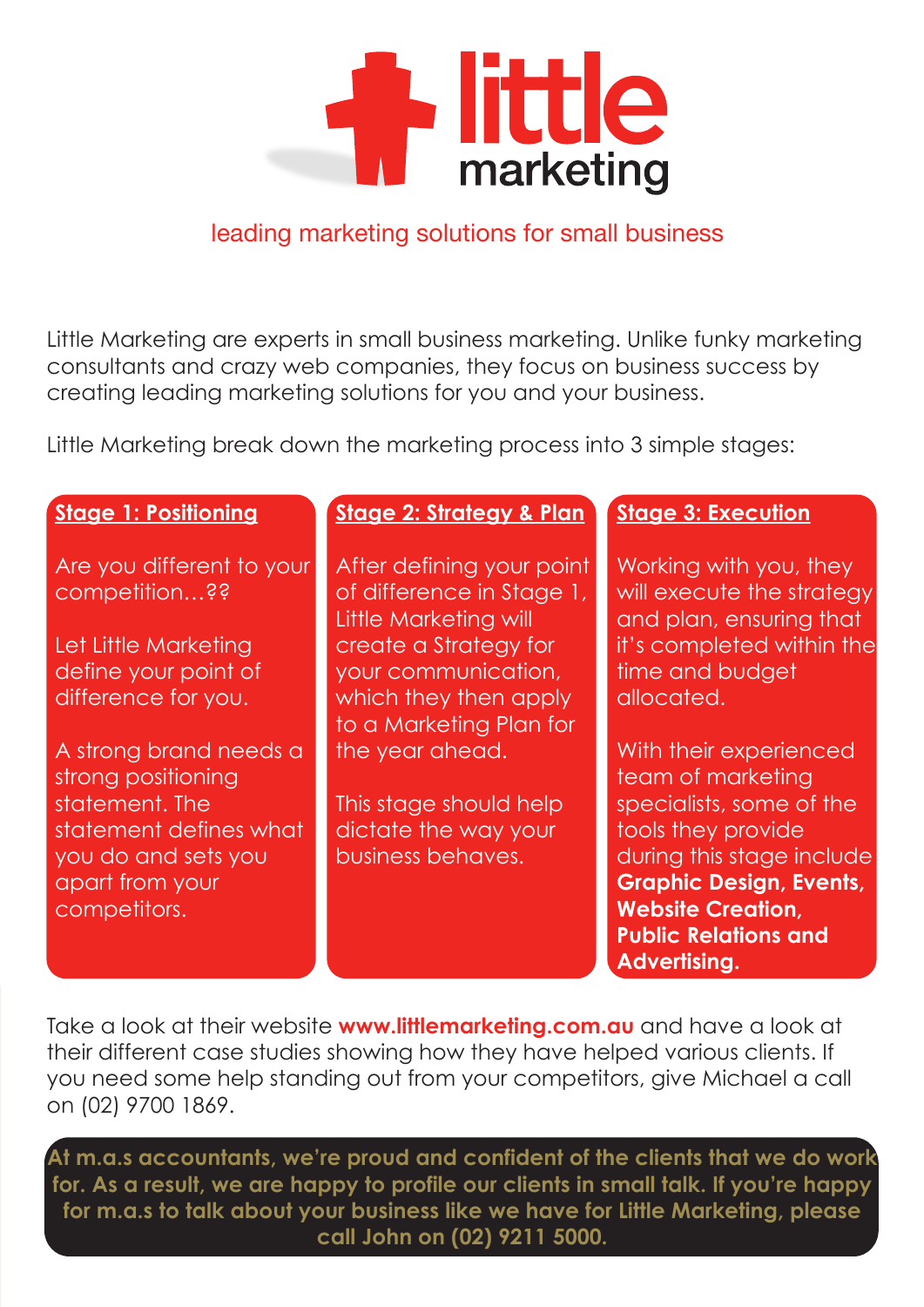# little marketing

leading marketing solutions for small business

Little Marketing are experts in small business marketing. Unlike funky marketing consultants and crazy web companies, they focus on business success by creating leading marketing solutions for you and your business.

Little Marketing break down the marketing process into 3 simple stages:

## Stage 1: Positioning

Are you different to your competition...??

Let Little Marketing define your point of difference for you.

A strong brand needs a strong positioning statement. The statement defines what you do and sets you apart from your competitors.

## Stage 2: Strategy & Plan

After defining your point of difference in Stage 1, Little Marketing will create a Strategy for your communication, which they then apply to a Marketing Plan for the year ahead.

This stage should help dictate the way your business behaves.

## Stage 3: Execution

Working with you, they will execute the strategy and plan, ensuring that it's completed within the time and budget allocated.

With their experienced team of marketing specialists, some of the tools they provide during this stage include **Graphic Design, Events, Website Creation, Public Relations and Advertising.**

Take a look at their website **www.littlemarketing.com.au** and have a look at their different case studies showing how they have helped various clients. If you need some help standing out from your competitors, give Michael a call on (02) 9700 1869.

**At m.a.s accountants, we're proud and confident of the clients that we do work for. As a result, we are happy to profile our clients in small talk. If you're happy for m.a.s to talk about your business like we have for Little Marketing, please call John on (02) 9211 5000.**